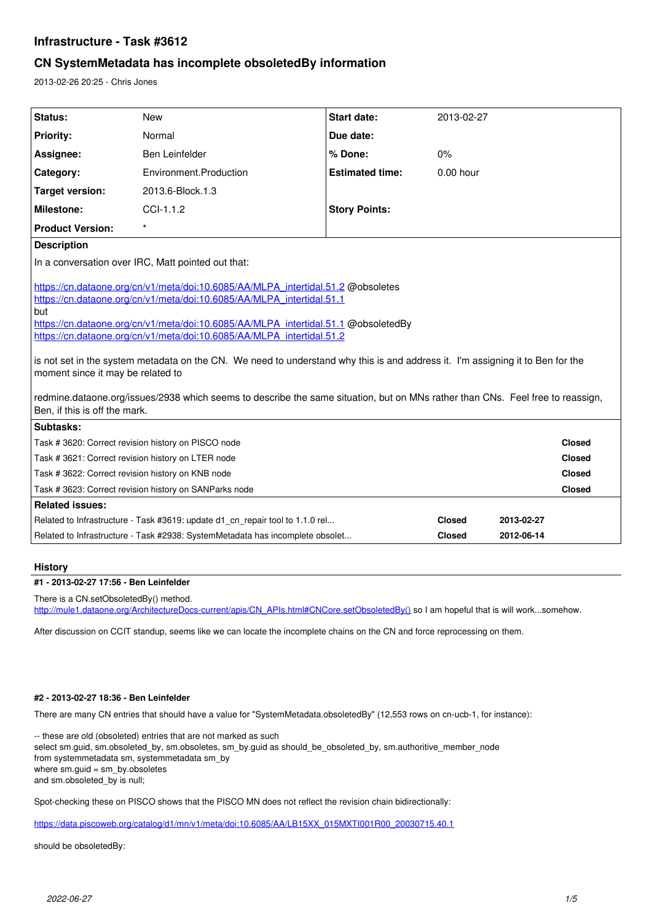# Infrastructure - Task #3612

## CN SystemMetadata has incomplete obsoletedBy information

2013-02-26 20:25 - Chris Jones

| Status: | New | Start date: | 2013-02-27 |
|---|---|---|---|
| Priority: | Normal | Due date: | |
| Assignee: | Ben Leinfelder | % Done: | 0% |
| Category: | Environment.Production | Estimated time: | 0.00 hour |
| Target version: | 2013.6-Block.1.3 | | |
| Milestone: | CCI-1.1.2 | Story Points: | |
| Product Version: | * | | |

**Description**

In a conversation over IRC, Matt pointed out that:

https://cn.dataone.org/cn/v1/meta/doi:10.6085/AA/MLPA_intertidal.51.2 @obsoletes
https://cn.dataone.org/cn/v1/meta/doi:10.6085/AA/MLPA_intertidal.51.1
but
https://cn.dataone.org/cn/v1/meta/doi:10.6085/AA/MLPA_intertidal.51.1 @obsoletedBy
https://cn.dataone.org/cn/v1/meta/doi:10.6085/AA/MLPA_intertidal.51.2

is not set in the system metadata on the CN. We need to understand why this is and address it. I'm assigning it to Ben for the moment since it may be related to

redmine.dataone.org/issues/2938 which seems to describe the same situation, but on MNs rather than CNs. Feel free to reassign, Ben, if this is off the mark.

**Subtasks:**

| | |
|---|---|
| Task # 3620: Correct revision history on PISCO node | Closed |
| Task # 3621: Correct revision history on LTER node | Closed |
| Task # 3622: Correct revision history on KNB node | Closed |
| Task # 3623: Correct revision history on SANParks node | Closed |

**Related issues:**

| | | |
|---|---|---|
| Related to Infrastructure - Task #3619: update d1_cn_repair tool to 1.1.0 rel... | Closed | 2013-02-27 |
| Related to Infrastructure - Task #2938: SystemMetadata has incomplete obsolet... | Closed | 2012-06-14 |

## History

#### #1 - 2013-02-27 17:56 - Ben Leinfelder

There is a CN.setObsoletedBy() method.
http://mule1.dataone.org/ArchitectureDocs-current/apis/CN_APIs.html#CNCore.setObsoletedBy() so I am hopeful that is will work...somehow.

After discussion on CCIT standup, seems like we can locate the incomplete chains on the CN and force reprocessing on them.

#### #2 - 2013-02-27 18:36 - Ben Leinfelder

There are many CN entries that should have a value for "SystemMetadata.obsoletedBy" (12,553 rows on cn-ucb-1, for instance):

```
-- these are old (obsoleted) entries that are not marked as such
select sm.guid, sm.obsoleted_by, sm.obsoletes, sm_by.guid as should_be_obsoleted_by, sm.authoritive_member_node
from systemmetadata sm, systemmetadata sm_by
where sm.guid = sm_by.obsoletes
and sm.obsoleted_by is null;
```

Spot-checking these on PISCO shows that the PISCO MN does not reflect the revision chain bidirectionally:

https://data.piscoweb.org/catalog/d1/mn/v1/meta/doi:10.6085/AA/LB15XX_015MXTI001R00_20030715.40.1

should be obsoletedBy: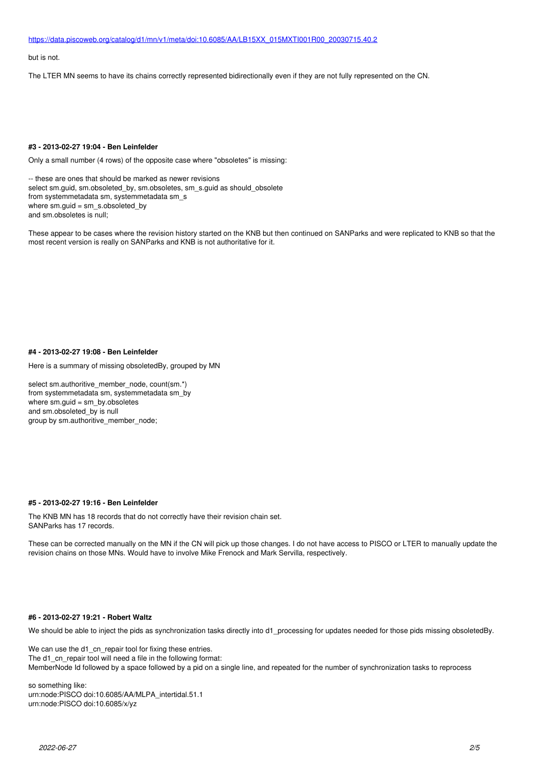https://data.piscoweb.org/catalog/d1/mn/v1/meta/doi:10.6085/AA/LB15XX_015MXTI001R00_20030715.40.2

but is not.

The LTER MN seems to have its chains correctly represented bidirectionally even if they are not fully represented on the CN.

#### #3 - 2013-02-27 19:04 - Ben Leinfelder

Only a small number (4 rows) of the opposite case where "obsoletes" is missing:

```
-- these are ones that should be marked as newer revisions
select sm.guid, sm.obsoleted_by, sm.obsoletes, sm_s.guid as should_obsolete
from systemmetadata sm, systemmetadata sm_s
where sm.guid = sm_s.obsoleted_by
and sm.obsoletes is null;
```

These appear to be cases where the revision history started on the KNB but then continued on SANParks and were replicated to KNB so that the most recent version is really on SANParks and KNB is not authoritative for it.

#### #4 - 2013-02-27 19:08 - Ben Leinfelder

Here is a summary of missing obsoletedBy, grouped by MN

```
select sm.authoritive_member_node, count(sm.*)
from systemmetadata sm, systemmetadata sm_by
where sm.guid = sm_by.obsoletes
and sm.obsoleted_by is null
group by sm.authoritive_member_node;
```

#### #5 - 2013-02-27 19:16 - Ben Leinfelder

The KNB MN has 18 records that do not correctly have their revision chain set.
SANParks has 17 records.

These can be corrected manually on the MN if the CN will pick up those changes. I do not have access to PISCO or LTER to manually update the revision chains on those MNs. Would have to involve Mike Frenock and Mark Servilla, respectively.

#### #6 - 2013-02-27 19:21 - Robert Waltz

We should be able to inject the pids as synchronization tasks directly into d1_processing for updates needed for those pids missing obsoletedBy.

We can use the d1_cn_repair tool for fixing these entries.
The d1_cn_repair tool will need a file in the following format:
MemberNode Id followed by a space followed by a pid on a single line, and repeated for the number of synchronization tasks to reprocess

so something like:
urn:node:PISCO doi:10.6085/AA/MLPA_intertidal.51.1
urn:node:PISCO doi:10.6085/x/yz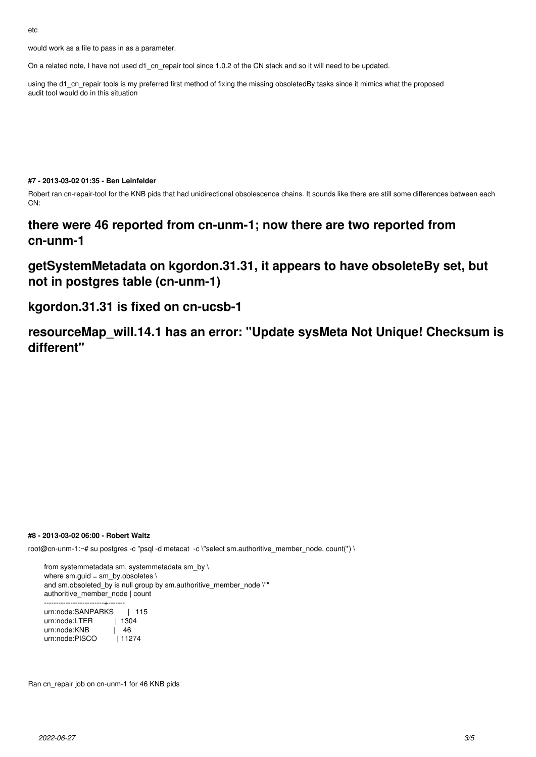etc

would work as a file to pass in as a parameter.

On a related note, I have not used d1_cn_repair tool since 1.0.2 of the CN stack and so it will need to be updated.

using the d1_cn_repair tools is my preferred first method of fixing the missing obsoletedBy tasks since it mimics what the proposed audit tool would do in this situation

#### #7 - 2013-03-02 01:35 - Ben Leinfelder

Robert ran cn-repair-tool for the KNB pids that had unidirectional obsolescence chains. It sounds like there are still some differences between each CN:

# there were 46 reported from cn-unm-1; now there are two reported from cn-unm-1

# getSystemMetadata on kgordon.31.31, it appears to have obsoleteBy set, but not in postgres table (cn-unm-1)

# kgordon.31.31 is fixed on cn-ucsb-1

# resourceMap_will.14.1 has an error: "Update sysMeta Not Unique! Checksum is different"

#### #8 - 2013-03-02 06:00 - Robert Waltz

root@cn-unm-1:~# su postgres -c "psql -d metacat  -c \"select sm.authoritive_member_node, count(*) \

```
from systemmetadata sm, systemmetadata sm_by \
where sm.guid = sm_by.obsoletes \
and sm.obsoleted_by is null group by sm.authoritive_member_node \""
authoritive_member_node | count
-------------------------+-------
urn:node:SANPARKS       |   115
urn:node:LTER           |  1304
urn:node:KNB            |    46
urn:node:PISCO          | 11274
```

Ran cn_repair job on cn-unm-1 for 46 KNB pids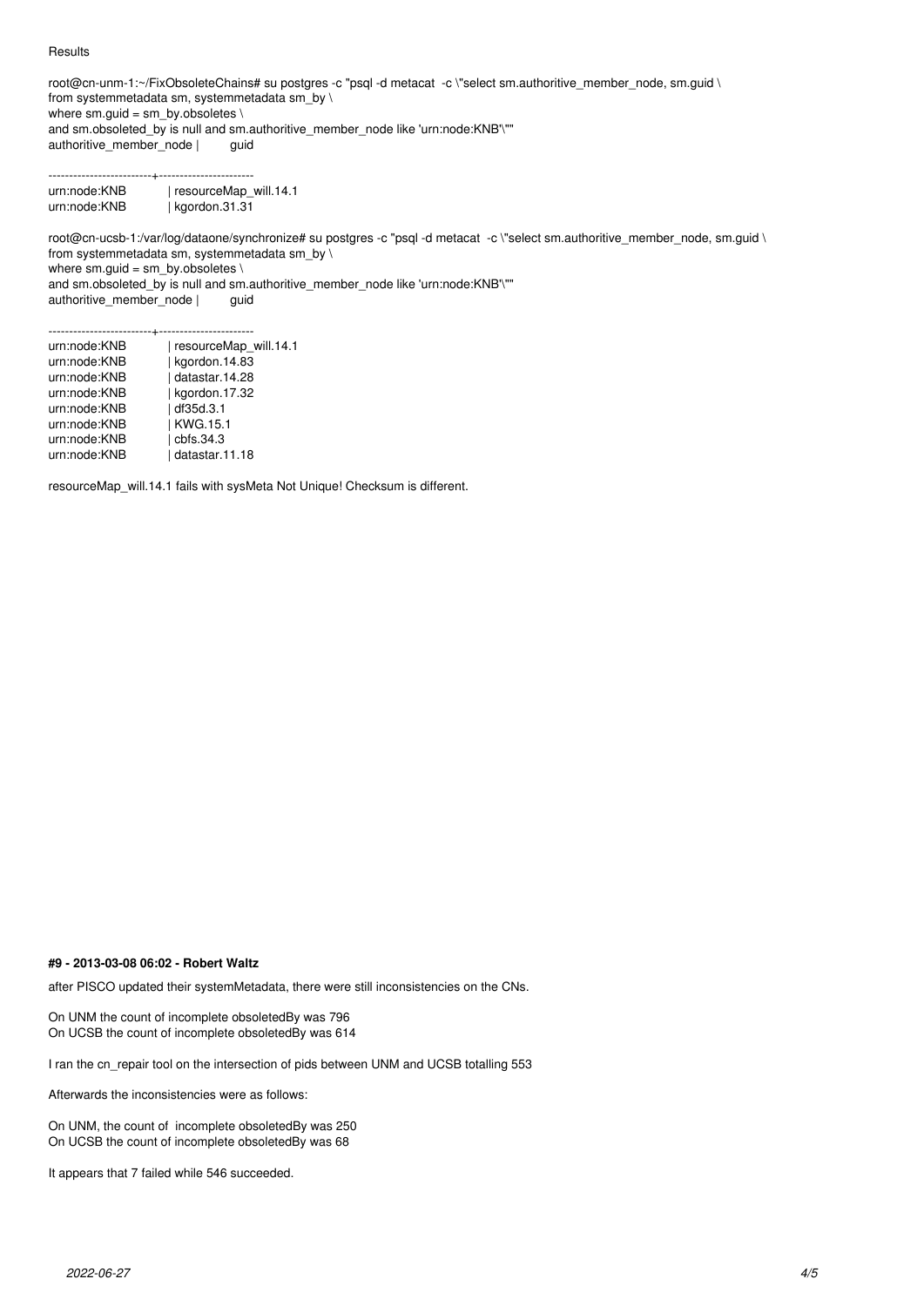Results

```
root@cn-unm-1:~/FixObsoleteChains# su postgres -c "psql -d metacat  -c \"select sm.authoritive_member_node, sm.guid \
from systemmetadata sm, systemmetadata sm_by \
where sm.guid = sm_by.obsoletes \
and sm.obsoleted_by is null and sm.authoritive_member_node like 'urn:node:KNB'\""
authoritive_member_node |         guid
-------------------------+-----------------------
urn:node:KNB            | resourceMap_will.14.1
urn:node:KNB            | kgordon.31.31
```

```
root@cn-ucsb-1:/var/log/dataone/synchronize# su postgres -c "psql -d metacat  -c \"select sm.authoritive_member_node, sm.guid \
from systemmetadata sm, systemmetadata sm_by \
where sm.guid = sm_by.obsoletes \
and sm.obsoleted_by is null and sm.authoritive_member_node like 'urn:node:KNB'\""
authoritive_member_node |         guid
-------------------------+-----------------------
urn:node:KNB            | resourceMap_will.14.1
urn:node:KNB            | kgordon.14.83
urn:node:KNB            | datastar.14.28
urn:node:KNB            | kgordon.17.32
urn:node:KNB            | df35d.3.1
urn:node:KNB            | KWG.15.1
urn:node:KNB            | cbfs.34.3
urn:node:KNB            | datastar.11.18
```

resourceMap_will.14.1 fails with sysMeta Not Unique! Checksum is different.

**#9 - 2013-03-08 06:02 - Robert Waltz**

after PISCO updated their systemMetadata, there were still inconsistencies on the CNs.

On UNM the count of incomplete obsoletedBy was 796
On UCSB the count of incomplete obsoletedBy was 614

I ran the cn_repair tool on the intersection of pids between UNM and UCSB totalling 553

Afterwards the inconsistencies were as follows:

On UNM, the count of incomplete obsoletedBy was 250
On UCSB the count of incomplete obsoletedBy was 68

It appears that 7 failed while 546 succeeded.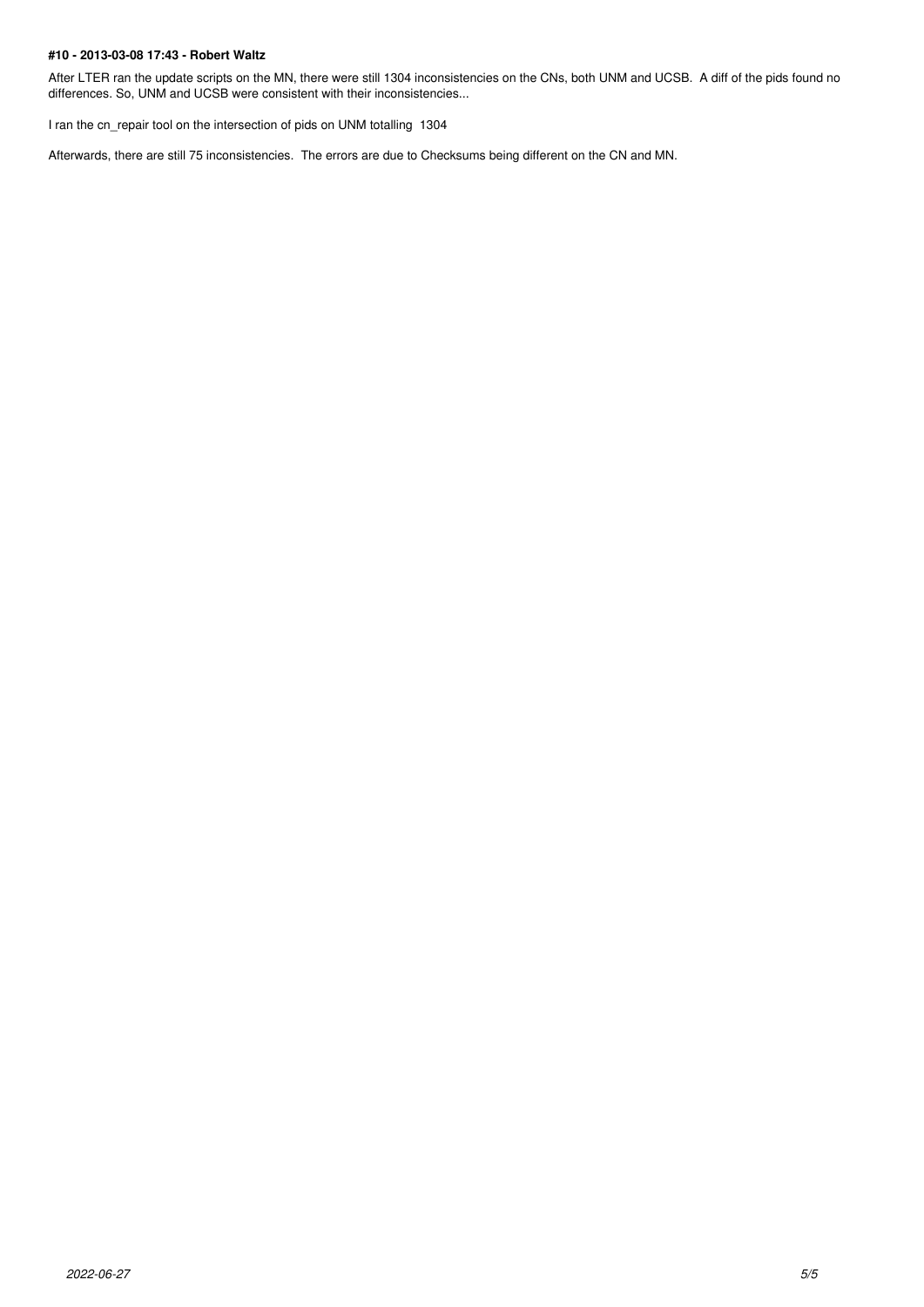**#10 - 2013-03-08 17:43 - Robert Waltz**

After LTER ran the update scripts on the MN, there were still 1304 inconsistencies on the CNs, both UNM and UCSB. A diff of the pids found no differences. So, UNM and UCSB were consistent with their inconsistencies...

I ran the cn_repair tool on the intersection of pids on UNM totalling 1304

Afterwards, there are still 75 inconsistencies. The errors are due to Checksums being different on the CN and MN.